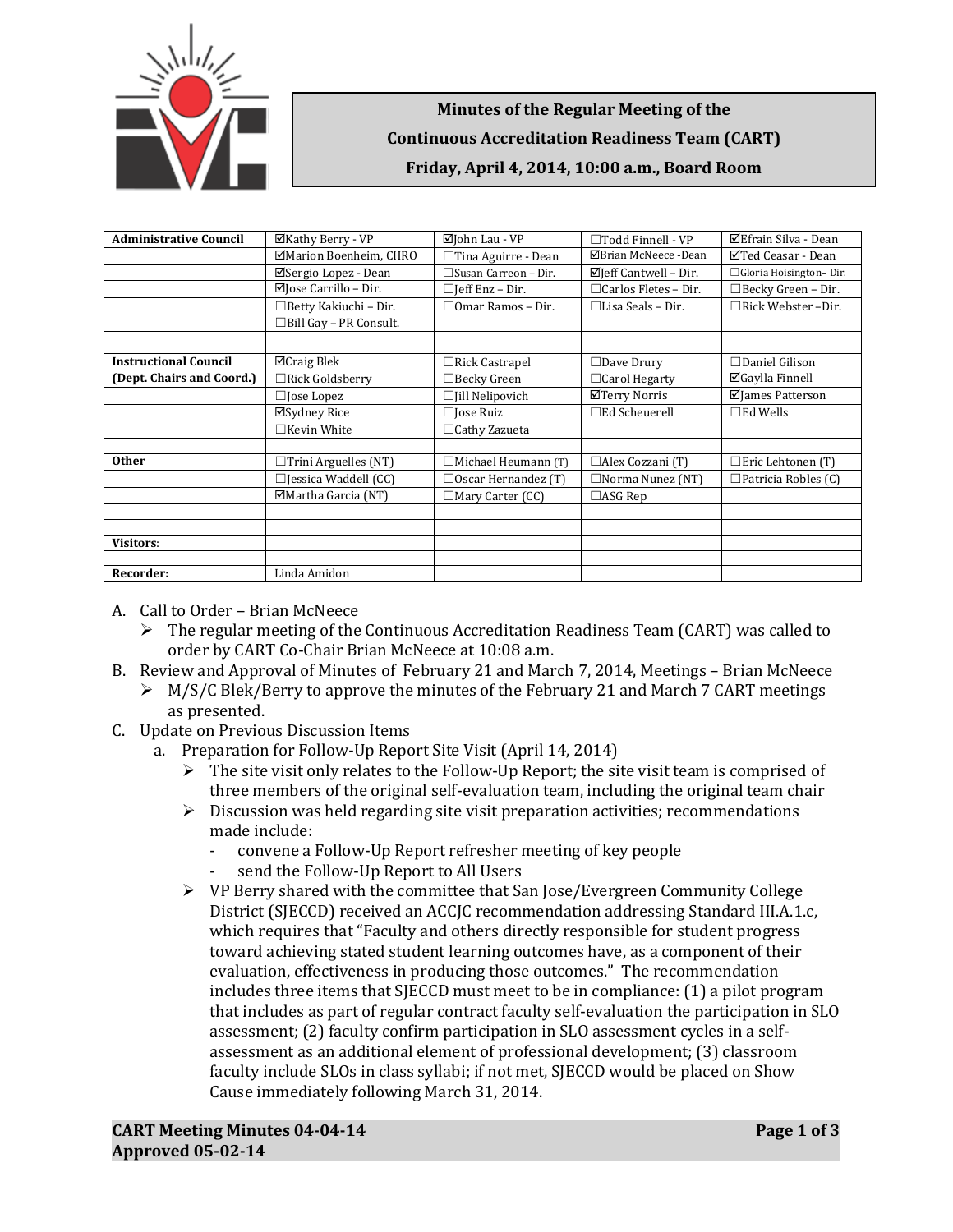**Minutes of the Regular Meeting of the**

**Continuous Accreditation Readiness Team (CART)**

**Friday, April 4, 2014, 10:00 a.m., Board Room**

| **Administrative Council** | ☑Kathy Berry - VP | ☑John Lau - VP | ☐Todd Finnell - VP | ☑Efrain Silva - Dean |
|---|---|---|---|---|
| | ☑Marion Boenheim, CHRO | ☐Tina Aguirre - Dean | ☑Brian McNeece -Dean | ☑Ted Ceasar - Dean |
| | ☑Sergio Lopez - Dean | ☐Susan Carreon – Dir. | ☑Jeff Cantwell – Dir. | ☐Gloria Hoisington– Dir. |
| | ☑Jose Carrillo – Dir. | ☐Jeff Enz – Dir. | ☐Carlos Fletes – Dir. | ☐Becky Green – Dir. |
| | ☐Betty Kakiuchi – Dir. | ☐Omar Ramos – Dir. | ☐Lisa Seals – Dir. | ☐Rick Webster –Dir. |
| | ☐Bill Gay – PR Consult. | | | |
| | | | | |
| **Instructional Council** | ☑Craig Blek | ☐Rick Castrapel | ☐Dave Drury | ☐Daniel Gilison |
| **(Dept. Chairs and Coord.)** | ☐Rick Goldsberry | ☐Becky Green | ☐Carol Hegarty | ☑Gaylla Finnell |
| | ☐Jose Lopez | ☐Jill Nelipovich | ☑Terry Norris | ☑James Patterson |
| | ☑Sydney Rice | ☐Jose Ruiz | ☐Ed Scheuerell | ☐Ed Wells |
| | ☐Kevin White | ☐Cathy Zazueta | | |
| | | | | |
| **Other** | ☐Trini Arguelles (NT) | ☐Michael Heumann (T) | ☐Alex Cozzani (T) | ☐Eric Lehtonen (T) |
| | ☐Jessica Waddell (CC) | ☐Oscar Hernandez (T) | ☐Norma Nunez (NT) | ☐Patricia Robles (C) |
| | ☑Martha Garcia (NT) | ☐Mary Carter (CC) | ☐ASG Rep | |
| | | | | |
| | | | | |
| **Visitors**: | | | | |
| | | | | |
| **Recorder:** | Linda Amidon | | | |

A. Call to Order – Brian McNeece
   - The regular meeting of the Continuous Accreditation Readiness Team (CART) was called to order by CART Co-Chair Brian McNeece at 10:08 a.m.

B. Review and Approval of Minutes of February 21 and March 7, 2014, Meetings – Brian McNeece
   - M/S/C Blek/Berry to approve the minutes of the February 21 and March 7 CART meetings as presented.

C. Update on Previous Discussion Items
   a. Preparation for Follow-Up Report Site Visit (April 14, 2014)
      - The site visit only relates to the Follow-Up Report; the site visit team is comprised of three members of the original self-evaluation team, including the original team chair
      - Discussion was held regarding site visit preparation activities; recommendations made include:
         - convene a Follow-Up Report refresher meeting of key people
         - send the Follow-Up Report to All Users
      - VP Berry shared with the committee that San Jose/Evergreen Community College District (SJECCD) received an ACCJC recommendation addressing Standard III.A.1.c, which requires that "Faculty and others directly responsible for student progress toward achieving stated student learning outcomes have, as a component of their evaluation, effectiveness in producing those outcomes." The recommendation includes three items that SJECCD must meet to be in compliance: (1) a pilot program that includes as part of regular contract faculty self-evaluation the participation in SLO assessment; (2) faculty confirm participation in SLO assessment cycles in a self-assessment as an additional element of professional development; (3) classroom faculty include SLOs in class syllabi; if not met, SJECCD would be placed on Show Cause immediately following March 31, 2014.

**CART Meeting Minutes 04-04-14**
**Approved 05-02-14**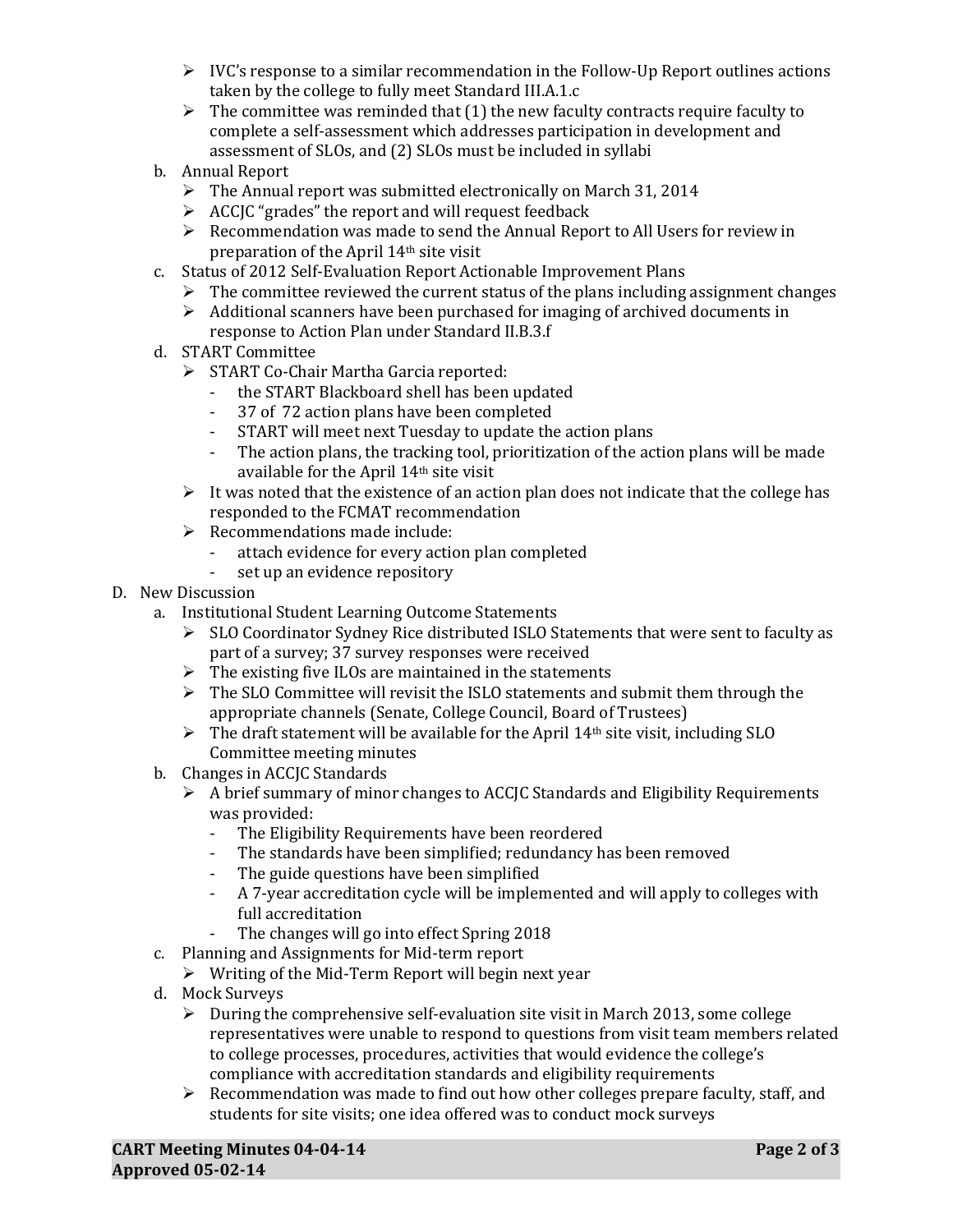- IVC's response to a similar recommendation in the Follow-Up Report outlines actions taken by the college to fully meet Standard III.A.1.c
- The committee was reminded that (1) the new faculty contracts require faculty to complete a self-assessment which addresses participation in development and assessment of SLOs, and (2) SLOs must be included in syllabi

b. Annual Report
- The Annual report was submitted electronically on March 31, 2014
- ACCJC "grades" the report and will request feedback
- Recommendation was made to send the Annual Report to All Users for review in preparation of the April 14th site visit

c. Status of 2012 Self-Evaluation Report Actionable Improvement Plans
- The committee reviewed the current status of the plans including assignment changes
- Additional scanners have been purchased for imaging of archived documents in response to Action Plan under Standard II.B.3.f

d. START Committee
- START Co-Chair Martha Garcia reported:
  - the START Blackboard shell has been updated
  - 37 of 72 action plans have been completed
  - START will meet next Tuesday to update the action plans
  - The action plans, the tracking tool, prioritization of the action plans will be made available for the April 14th site visit
- It was noted that the existence of an action plan does not indicate that the college has responded to the FCMAT recommendation
- Recommendations made include:
  - attach evidence for every action plan completed
  - set up an evidence repository

D. New Discussion

a. Institutional Student Learning Outcome Statements
- SLO Coordinator Sydney Rice distributed ISLO Statements that were sent to faculty as part of a survey; 37 survey responses were received
- The existing five ILOs are maintained in the statements
- The SLO Committee will revisit the ISLO statements and submit them through the appropriate channels (Senate, College Council, Board of Trustees)
- The draft statement will be available for the April 14th site visit, including SLO Committee meeting minutes

b. Changes in ACCJC Standards
- A brief summary of minor changes to ACCJC Standards and Eligibility Requirements was provided:
  - The Eligibility Requirements have been reordered
  - The standards have been simplified; redundancy has been removed
  - The guide questions have been simplified
  - A 7-year accreditation cycle will be implemented and will apply to colleges with full accreditation
  - The changes will go into effect Spring 2018

c. Planning and Assignments for Mid-term report
- Writing of the Mid-Term Report will begin next year

d. Mock Surveys
- During the comprehensive self-evaluation site visit in March 2013, some college representatives were unable to respond to questions from visit team members related to college processes, procedures, activities that would evidence the college's compliance with accreditation standards and eligibility requirements
- Recommendation was made to find out how other colleges prepare faculty, staff, and students for site visits; one idea offered was to conduct mock surveys

**CART Meeting Minutes 04-04-14**
**Approved 05-02-14**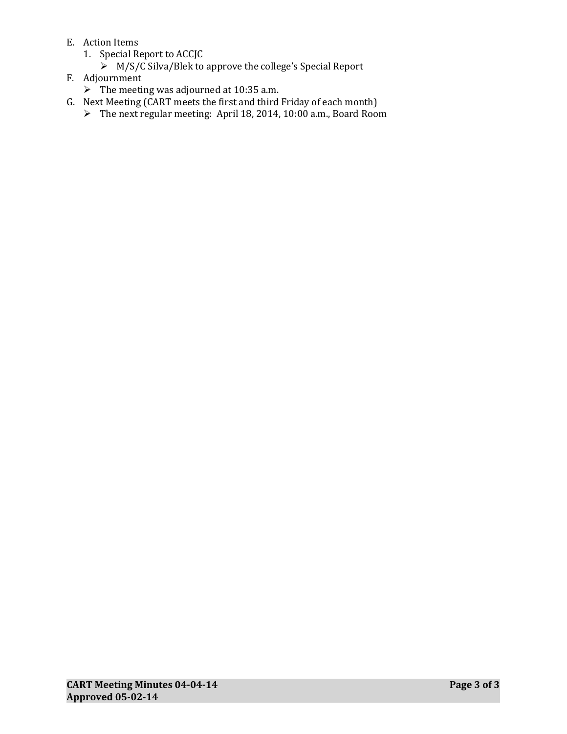E. Action Items
   1. Special Report to ACCJC
      - M/S/C Silva/Blek to approve the college's Special Report
F. Adjournment
   - The meeting was adjourned at 10:35 a.m.
G. Next Meeting (CART meets the first and third Friday of each month)
   - The next regular meeting: April 18, 2014, 10:00 a.m., Board Room